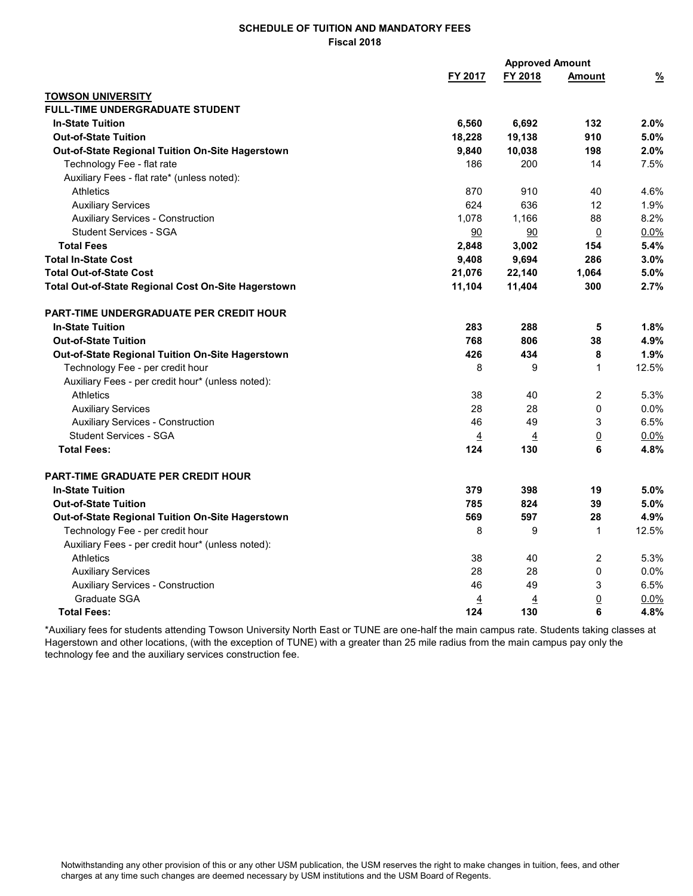## SCHEDULE OF TUITION AND MANDATORY FEES
### Fiscal 2018

| | FY 2017 | FY 2018 | Approved Amount | % |
|---|---|---|---|---|
| **TOWSON UNIVERSITY** | | | | |
| **FULL-TIME UNDERGRADUATE STUDENT** | | | | |
| **In-State Tuition** | **6,560** | **6,692** | **132** | **2.0%** |
| **Out-of-State Tuition** | **18,228** | **19,138** | **910** | **5.0%** |
| **Out-of-State Regional Tuition On-Site Hagerstown** | **9,840** | **10,038** | **198** | **2.0%** |
| Technology Fee - flat rate | 186 | 200 | 14 | 7.5% |
| Auxiliary Fees - flat rate* (unless noted): | | | | |
| Athletics | 870 | 910 | 40 | 4.6% |
| Auxiliary Services | 624 | 636 | 12 | 1.9% |
| Auxiliary Services - Construction | 1,078 | 1,166 | 88 | 8.2% |
| Student Services - SGA | 90 | 90 | 0 | 0.0% |
| **Total Fees** | **2,848** | **3,002** | **154** | **5.4%** |
| **Total In-State Cost** | **9,408** | **9,694** | **286** | **3.0%** |
| **Total Out-of-State Cost** | **21,076** | **22,140** | **1,064** | **5.0%** |
| **Total Out-of-State Regional Cost On-Site Hagerstown** | **11,104** | **11,404** | **300** | **2.7%** |
| **PART-TIME UNDERGRADUATE PER CREDIT HOUR** | | | | |
| **In-State Tuition** | **283** | **288** | **5** | **1.8%** |
| **Out-of-State Tuition** | **768** | **806** | **38** | **4.9%** |
| **Out-of-State Regional Tuition On-Site Hagerstown** | **426** | **434** | **8** | **1.9%** |
| Technology Fee - per credit hour | 8 | 9 | 1 | 12.5% |
| Auxiliary Fees - per credit hour* (unless noted): | | | | |
| Athletics | 38 | 40 | 2 | 5.3% |
| Auxiliary Services | 28 | 28 | 0 | 0.0% |
| Auxiliary Services - Construction | 46 | 49 | 3 | 6.5% |
| Student Services - SGA | 4 | 4 | 0 | 0.0% |
| **Total Fees:** | **124** | **130** | **6** | **4.8%** |
| **PART-TIME GRADUATE PER CREDIT HOUR** | | | | |
| **In-State Tuition** | **379** | **398** | **19** | **5.0%** |
| **Out-of-State Tuition** | **785** | **824** | **39** | **5.0%** |
| **Out-of-State Regional Tuition On-Site Hagerstown** | **569** | **597** | **28** | **4.9%** |
| Technology Fee - per credit hour | 8 | 9 | 1 | 12.5% |
| Auxiliary Fees - per credit hour* (unless noted): | | | | |
| Athletics | 38 | 40 | 2 | 5.3% |
| Auxiliary Services | 28 | 28 | 0 | 0.0% |
| Auxiliary Services - Construction | 46 | 49 | 3 | 6.5% |
| Graduate SGA | 4 | 4 | 0 | 0.0% |
| **Total Fees:** | **124** | **130** | **6** | **4.8%** |

*Auxiliary fees for students attending Towson University North East or TUNE are one-half the main campus rate. Students taking classes at Hagerstown and other locations, (with the exception of TUNE) with a greater than 25 mile radius from the main campus pay only the technology fee and the auxiliary services construction fee.

Notwithstanding any other provision of this or any other USM publication, the USM reserves the right to make changes in tuition, fees, and other charges at any time such changes are deemed necessary by USM institutions and the USM Board of Regents.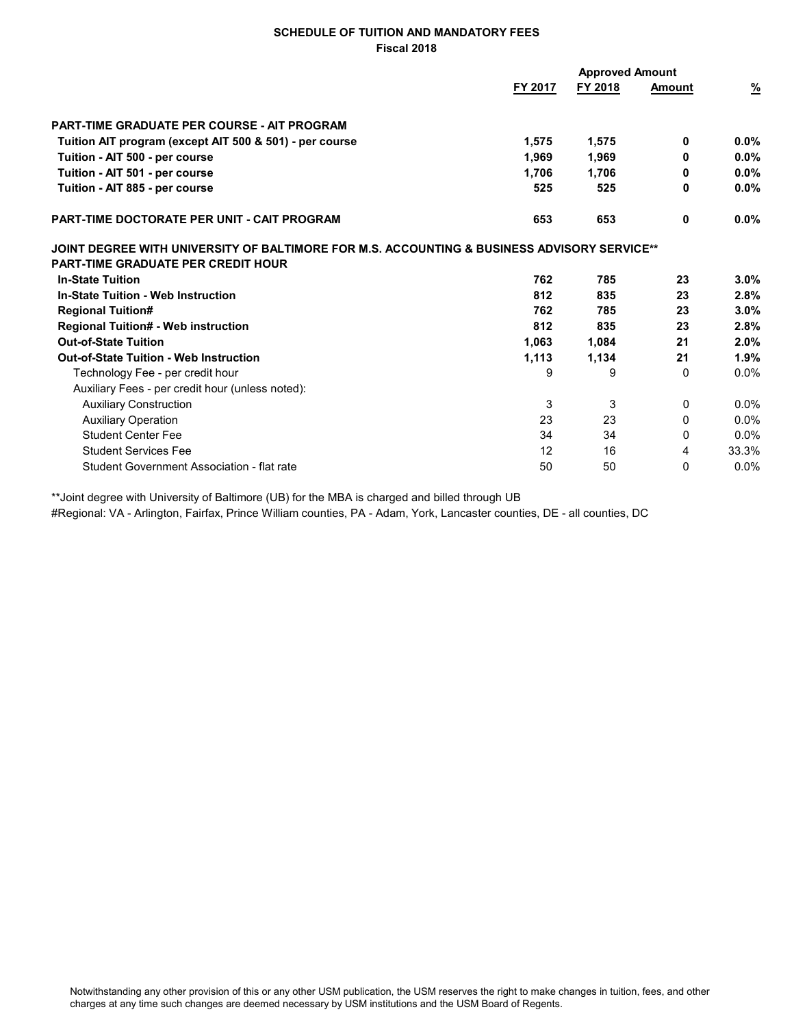**SCHEDULE OF TUITION AND MANDATORY FEES**
**Fiscal 2018**

| | FY 2017 | FY 2018 | Approved Amount | % |
|---|---|---|---|---|
| **PART-TIME GRADUATE PER COURSE - AIT PROGRAM** | | | | |
| **Tuition AIT program (except AIT 500 & 501) - per course** | **1,575** | **1,575** | **0** | **0.0%** |
| **Tuition - AIT 500 - per course** | **1,969** | **1,969** | **0** | **0.0%** |
| **Tuition - AIT 501 - per course** | **1,706** | **1,706** | **0** | **0.0%** |
| **Tuition - AIT 885 - per course** | **525** | **525** | **0** | **0.0%** |
| **PART-TIME DOCTORATE PER UNIT - CAIT PROGRAM** | **653** | **653** | **0** | **0.0%** |
| **JOINT DEGREE WITH UNIVERSITY OF BALTIMORE FOR M.S. ACCOUNTING & BUSINESS ADVISORY SERVICE**** | | | | |
| **PART-TIME GRADUATE PER CREDIT HOUR** | | | | |
| **In-State Tuition** | **762** | **785** | **23** | **3.0%** |
| **In-State Tuition - Web Instruction** | **812** | **835** | **23** | **2.8%** |
| **Regional Tuition#** | **762** | **785** | **23** | **3.0%** |
| **Regional Tuition# - Web instruction** | **812** | **835** | **23** | **2.8%** |
| **Out-of-State Tuition** | **1,063** | **1,084** | **21** | **2.0%** |
| **Out-of-State Tuition - Web Instruction** | **1,113** | **1,134** | **21** | **1.9%** |
| Technology Fee - per credit hour | 9 | 9 | 0 | 0.0% |
| Auxiliary Fees - per credit hour (unless noted): | | | | |
| Auxiliary Construction | 3 | 3 | 0 | 0.0% |
| Auxiliary Operation | 23 | 23 | 0 | 0.0% |
| Student Center Fee | 34 | 34 | 0 | 0.0% |
| Student Services Fee | 12 | 16 | 4 | 33.3% |
| Student Government Association - flat rate | 50 | 50 | 0 | 0.0% |

**Joint degree with University of Baltimore (UB) for the MBA is charged and billed through UB

#Regional: VA - Arlington, Fairfax, Prince William counties, PA - Adam, York, Lancaster counties, DE - all counties, DC

Notwithstanding any other provision of this or any other USM publication, the USM reserves the right to make changes in tuition, fees, and other charges at any time such changes are deemed necessary by USM institutions and the USM Board of Regents.